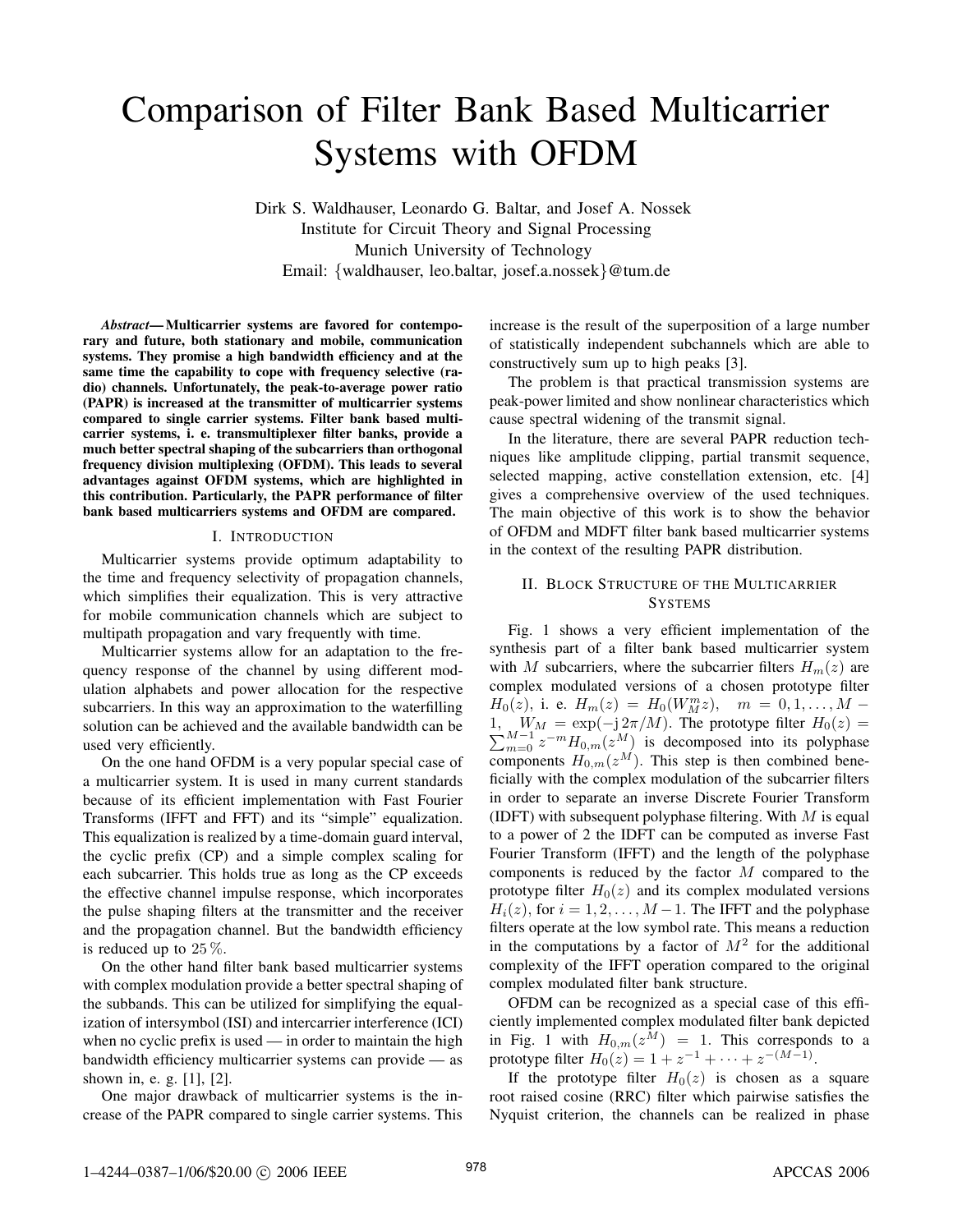# Comparison of Filter Bank Based Multicarrier Systems with OFDM

Dirk S. Waldhauser, Leonardo G. Baltar, and Josef A. Nossek
Institute for Circuit Theory and Signal Processing
Munich University of Technology
Email: {waldhauser, leo.baltar, josef.a.nossek}@tum.de

***Abstract*— Multicarrier systems are favored for contemporary and future, both stationary and mobile, communication systems. They promise a high bandwidth efficiency and at the same time the capability to cope with frequency selective (radio) channels. Unfortunately, the peak-to-average power ratio (PAPR) is increased at the transmitter of multicarrier systems compared to single carrier systems. Filter bank based multicarrier systems, i. e. transmultiplexer filter banks, provide a much better spectral shaping of the subcarriers than orthogonal frequency division multiplexing (OFDM). This leads to several advantages against OFDM systems, which are highlighted in this contribution. Particularly, the PAPR performance of filter bank based multicarriers systems and OFDM are compared.**

## I. Introduction

Multicarrier systems provide optimum adaptability to the time and frequency selectivity of propagation channels, which simplifies their equalization. This is very attractive for mobile communication channels which are subject to multipath propagation and vary frequently with time.

Multicarrier systems allow for an adaptation to the frequency response of the channel by using different modulation alphabets and power allocation for the respective subcarriers. In this way an approximation to the waterfilling solution can be achieved and the available bandwidth can be used very efficiently.

On the one hand OFDM is a very popular special case of a multicarrier system. It is used in many current standards because of its efficient implementation with Fast Fourier Transforms (IFFT and FFT) and its "simple" equalization. This equalization is realized by a time-domain guard interval, the cyclic prefix (CP) and a simple complex scaling for each subcarrier. This holds true as long as the CP exceeds the effective channel impulse response, which incorporates the pulse shaping filters at the transmitter and the receiver and the propagation channel. But the bandwidth efficiency is reduced up to 25 %.

On the other hand filter bank based multicarrier systems with complex modulation provide a better spectral shaping of the subbands. This can be utilized for simplifying the equalization of intersymbol (ISI) and intercarrier interference (ICI) when no cyclic prefix is used — in order to maintain the high bandwidth efficiency multicarrier systems can provide — as shown in, e. g. [1], [2].

One major drawback of multicarrier systems is the increase of the PAPR compared to single carrier systems. This increase is the result of the superposition of a large number of statistically independent subchannels which are able to constructively sum up to high peaks [3].

The problem is that practical transmission systems are peak-power limited and show nonlinear characteristics which cause spectral widening of the transmit signal.

In the literature, there are several PAPR reduction techniques like amplitude clipping, partial transmit sequence, selected mapping, active constellation extension, etc. [4] gives a comprehensive overview of the used techniques. The main objective of this work is to show the behavior of OFDM and MDFT filter bank based multicarrier systems in the context of the resulting PAPR distribution.

## II. Block Structure of the Multicarrier Systems

Fig. 1 shows a very efficient implementation of the synthesis part of a filter bank based multicarrier system with $M$ subcarriers, where the subcarrier filters $H_m(z)$ are complex modulated versions of a chosen prototype filter $H_0(z)$, i. e. $H_m(z) = H_0(W_M^m z)$, $m = 0, 1, \ldots, M-1$, $W_M = \exp(-\mathrm{j}\,2\pi/M)$. The prototype filter $H_0(z) = \sum_{m=0}^{M-1} z^{-m} H_{0,m}(z^M)$ is decomposed into its polyphase components $H_{0,m}(z^M)$. This step is then combined beneficially with the complex modulation of the subcarrier filters in order to separate an inverse Discrete Fourier Transform (IDFT) with subsequent polyphase filtering. With $M$ is equal to a power of 2 the IDFT can be computed as inverse Fast Fourier Transform (IFFT) and the length of the polyphase components is reduced by the factor $M$ compared to the prototype filter $H_0(z)$ and its complex modulated versions $H_i(z)$, for $i = 1, 2, \ldots, M-1$. The IFFT and the polyphase filters operate at the low symbol rate. This means a reduction in the computations by a factor of $M^2$ for the additional complexity of the IFFT operation compared to the original complex modulated filter bank structure.

OFDM can be recognized as a special case of this efficiently implemented complex modulated filter bank depicted in Fig. 1 with $H_{0,m}(z^M) = 1$. This corresponds to a prototype filter $H_0(z) = 1 + z^{-1} + \cdots + z^{-(M-1)}$.

If the prototype filter $H_0(z)$ is chosen as a square root raised cosine (RRC) filter which pairwise satisfies the Nyquist criterion, the channels can be realized in phase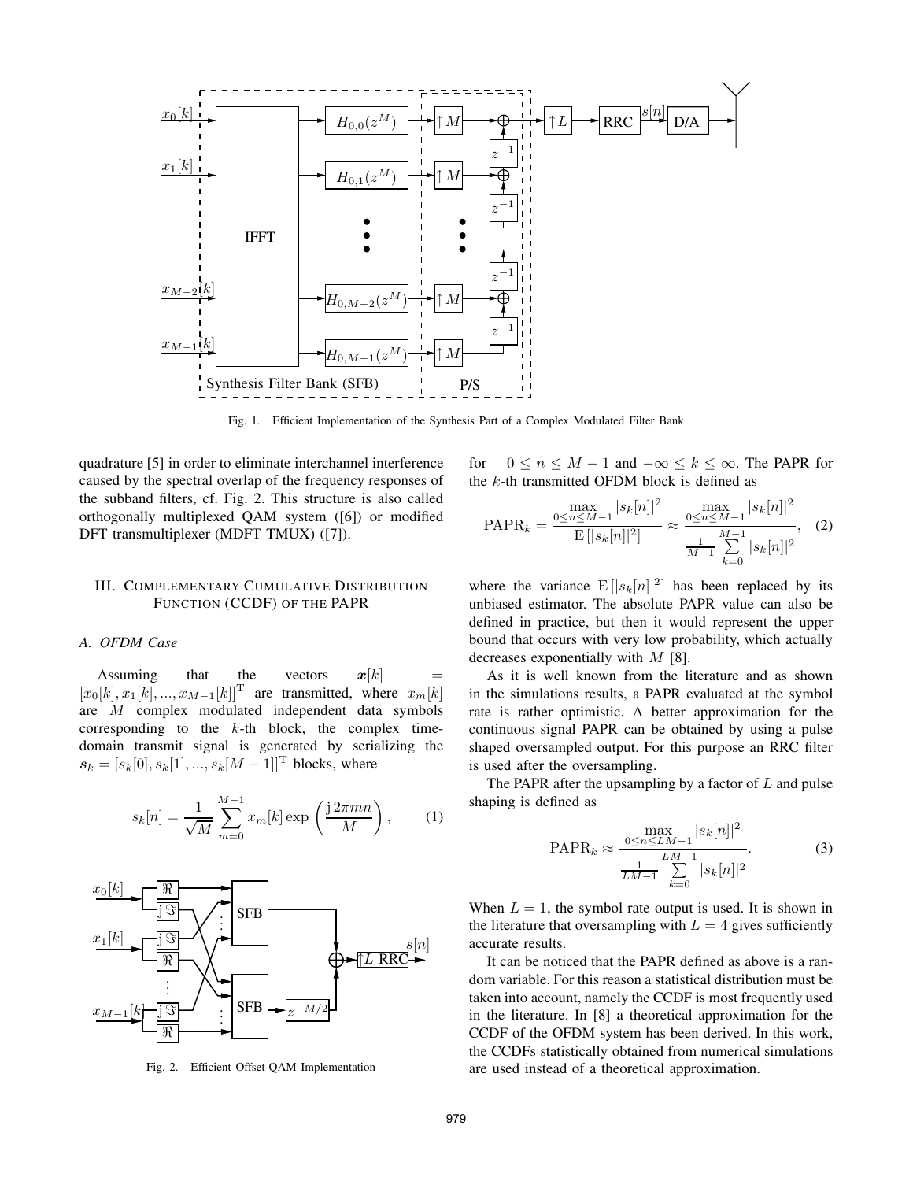Fig. 1. Efficient Implementation of the Synthesis Part of a Complex Modulated Filter Bank

quadrature [5] in order to eliminate interchannel interference caused by the spectral overlap of the frequency responses of the subband filters, cf. Fig. 2. This structure is also called orthogonally multiplexed QAM system ([6]) or modified DFT transmultiplexer (MDFT TMUX) ([7]).

## III. Complementary Cumulative Distribution Function (CCDF) of the PAPR

### A. OFDM Case

Assuming that the vectors $\boldsymbol{x}[k] = [x_0[k], x_1[k], ..., x_{M-1}[k]]^{\mathrm{T}}$ are transmitted, where $x_m[k]$ are $M$ complex modulated independent data symbols corresponding to the $k$-th block, the complex time-domain transmit signal is generated by serializing the $\boldsymbol{s}_k = [s_k[0], s_k[1], ..., s_k[M-1]]^{\mathrm{T}}$ blocks, where

$$s_k[n] = \frac{1}{\sqrt{M}} \sum_{m=0}^{M-1} x_m[k] \exp\left(\frac{\mathrm{j}\, 2\pi m n}{M}\right), \qquad (1)$$

Fig. 2. Efficient Offset-QAM Implementation

for $0 \le n \le M-1$ and $-\infty \le k \le \infty$. The PAPR for the $k$-th transmitted OFDM block is defined as

$$\mathrm{PAPR}_k = \frac{\max\limits_{0 \le n \le M-1} |s_k[n]|^2}{\mathrm{E}\left[|s_k[n]|^2\right]} \approx \frac{\max\limits_{0 \le n \le M-1} |s_k[n]|^2}{\frac{1}{M-1} \sum\limits_{k=0}^{M-1} |s_k[n]|^2}, \qquad (2)$$

where the variance $\mathrm{E}\left[|s_k[n]|^2\right]$ has been replaced by its unbiased estimator. The absolute PAPR value can also be defined in practice, but then it would represent the upper bound that occurs with very low probability, which actually decreases exponentially with $M$ [8].

As it is well known from the literature and as shown in the simulations results, a PAPR evaluated at the symbol rate is rather optimistic. A better approximation for the continuous signal PAPR can be obtained by using a pulse shaped oversampled output. For this purpose an RRC filter is used after the oversampling.

The PAPR after the upsampling by a factor of $L$ and pulse shaping is defined as

$$\mathrm{PAPR}_k \approx \frac{\max\limits_{0 \le n \le LM-1} |s_k[n]|^2}{\frac{1}{LM-1} \sum\limits_{k=0}^{LM-1} |s_k[n]|^2}. \qquad (3)$$

When $L = 1$, the symbol rate output is used. It is shown in the literature that oversampling with $L = 4$ gives sufficiently accurate results.

It can be noticed that the PAPR defined as above is a random variable. For this reason a statistical distribution must be taken into account, namely the CCDF is most frequently used in the literature. In [8] a theoretical approximation for the CCDF of the OFDM system has been derived. In this work, the CCDFs statistically obtained from numerical simulations are used instead of a theoretical approximation.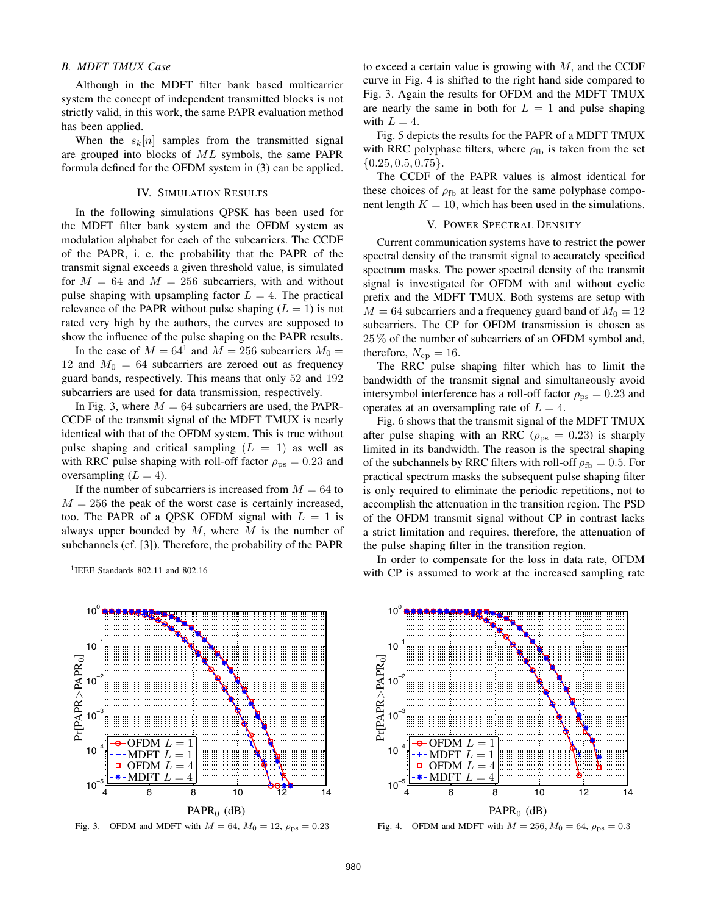### B. MDFT TMUX Case

Although in the MDFT filter bank based multicarrier system the concept of independent transmitted blocks is not strictly valid, in this work, the same PAPR evaluation method has been applied.

When the $s_k[n]$ samples from the transmitted signal are grouped into blocks of $ML$ symbols, the same PAPR formula defined for the OFDM system in (3) can be applied.

## IV. Simulation Results

In the following simulations QPSK has been used for the MDFT filter bank system and the OFDM system as modulation alphabet for each of the subcarriers. The CCDF of the PAPR, i. e. the probability that the PAPR of the transmit signal exceeds a given threshold value, is simulated for $M = 64$ and $M = 256$ subcarriers, with and without pulse shaping with upsampling factor $L = 4$. The practical relevance of the PAPR without pulse shaping ($L = 1$) is not rated very high by the authors, the curves are supposed to show the influence of the pulse shaping on the PAPR results.

In the case of $M = 64$[1] and $M = 256$ subcarriers $M_0 = 12$ and $M_0 = 64$ subcarriers are zeroed out as frequency guard bands, respectively. This means that only 52 and 192 subcarriers are used for data transmission, respectively.

In Fig. 3, where $M = 64$ subcarriers are used, the PAPR-CCDF of the transmit signal of the MDFT TMUX is nearly identical with that of the OFDM system. This is true without pulse shaping and critical sampling ($L = 1$) as well as with RRC pulse shaping with roll-off factor $\rho_{\text{ps}} = 0.23$ and oversampling ($L = 4$).

If the number of subcarriers is increased from $M = 64$ to $M = 256$ the peak of the worst case is certainly increased, too. The PAPR of a QPSK OFDM signal with $L = 1$ is always upper bounded by $M$, where $M$ is the number of subchannels (cf. [3]). Therefore, the probability of the PAPR to exceed a certain value is growing with $M$, and the CCDF curve in Fig. 4 is shifted to the right hand side compared to Fig. 3. Again the results for OFDM and the MDFT TMUX are nearly the same in both for $L = 1$ and pulse shaping with $L = 4$.

Fig. 5 depicts the results for the PAPR of a MDFT TMUX with RRC polyphase filters, where $\rho_{\text{fb}}$ is taken from the set $\{0.25, 0.5, 0.75\}$.

The CCDF of the PAPR values is almost identical for these choices of $\rho_{\text{fb}}$ at least for the same polyphase component length $K = 10$, which has been used in the simulations.

## V. Power Spectral Density

Current communication systems have to restrict the power spectral density of the transmit signal to accurately specified spectrum masks. The power spectral density of the transmit signal is investigated for OFDM with and without cyclic prefix and the MDFT TMUX. Both systems are setup with $M = 64$ subcarriers and a frequency guard band of $M_0 = 12$ subcarriers. The CP for OFDM transmission is chosen as 25 % of the number of subcarriers of an OFDM symbol and, therefore, $N_{\text{cp}} = 16$.

The RRC pulse shaping filter which has to limit the bandwidth of the transmit signal and simultaneously avoid intersymbol interference has a roll-off factor $\rho_{\text{ps}} = 0.23$ and operates at an oversampling rate of $L = 4$.

Fig. 6 shows that the transmit signal of the MDFT TMUX after pulse shaping with an RRC ($\rho_{\text{ps}} = 0.23$) is sharply limited in its bandwidth. The reason is the spectral shaping of the subchannels by RRC filters with roll-off $\rho_{\text{fb}} = 0.5$. For practical spectrum masks the subsequent pulse shaping filter is only required to eliminate the periodic repetitions, not to accomplish the attenuation in the transition region. The PSD of the OFDM transmit signal without CP in contrast lacks a strict limitation and requires, therefore, the attenuation of the pulse shaping filter in the transition region.

In order to compensate for the loss in data rate, OFDM with CP is assumed to work at the increased sampling rate

[1] IEEE Standards 802.11 and 802.16

Fig. 3. OFDM and MDFT with $M = 64$, $M_0 = 12$, $\rho_{\text{ps}} = 0.23$

Fig. 4. OFDM and MDFT with $M = 256$, $M_0 = 64$, $\rho_{\text{ps}} = 0.3$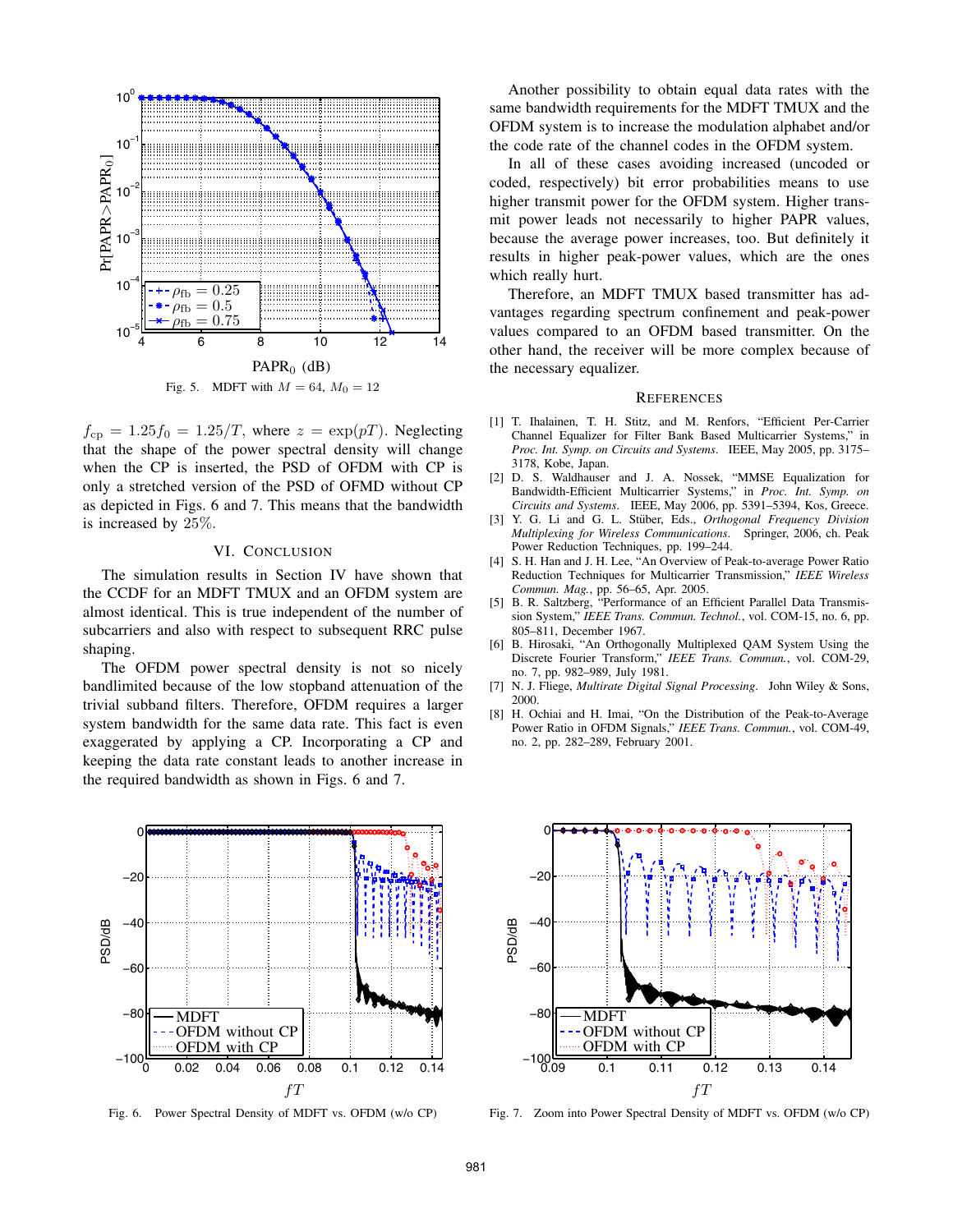$10^0$
$10^{-1}$
$10^{-2}$
$10^{-3}$
$10^{-4}$
$10^{-5}$
Pr[PAPR>PAPR$_0$]
4 6 8 10 12 14
PAPR$_0$ (dB)
$\rho_{\text{fb}} = 0.25$
$\rho_{\text{fb}} = 0.5$
$\rho_{\text{fb}} = 0.75$

Fig. 5. MDFT with $M = 64$, $M_0 = 12$

$f_{\text{cp}} = 1.25 f_0 = 1.25/T$, where $z = \exp(pT)$. Neglecting that the shape of the power spectral density will change when the CP is inserted, the PSD of OFDM with CP is only a stretched version of the PSD of OFMD without CP as depicted in Figs. 6 and 7. This means that the bandwidth is increased by 25%.

## VI. Conclusion

The simulation results in Section IV have shown that the CCDF for an MDFT TMUX and an OFDM system are almost identical. This is true independent of the number of subcarriers and also with respect to subsequent RRC pulse shaping.

The OFDM power spectral density is not so nicely bandlimited because of the low stopband attenuation of the trivial subband filters. Therefore, OFDM requires a larger system bandwidth for the same data rate. This fact is even exaggerated by applying a CP. Incorporating a CP and keeping the data rate constant leads to another increase in the required bandwidth as shown in Figs. 6 and 7.

Another possibility to obtain equal data rates with the same bandwidth requirements for the MDFT TMUX and the OFDM system is to increase the modulation alphabet and/or the code rate of the channel codes in the OFDM system.

In all of these cases avoiding increased (uncoded or coded, respectively) bit error probabilities means to use higher transmit power for the OFDM system. Higher transmit power leads not necessarily to higher PAPR values, because the average power increases, too. But definitely it results in higher peak-power values, which are the ones which really hurt.

Therefore, an MDFT TMUX based transmitter has advantages regarding spectrum confinement and peak-power values compared to an OFDM based transmitter. On the other hand, the receiver will be more complex because of the necessary equalizer.

## References

[1] T. Ihalainen, T. H. Stitz, and M. Renfors, "Efficient Per-Carrier Channel Equalizer for Filter Bank Based Multicarrier Systems," in *Proc. Int. Symp. on Circuits and Systems*. IEEE, May 2005, pp. 3175–3178, Kobe, Japan.

[2] D. S. Waldhauser and J. A. Nossek, "MMSE Equalization for Bandwidth-Efficient Multicarrier Systems," in *Proc. Int. Symp. on Circuits and Systems*. IEEE, May 2006, pp. 5391–5394, Kos, Greece.

[3] Y. G. Li and G. L. Stüber, Eds., *Orthogonal Frequency Division Multiplexing for Wireless Communications*. Springer, 2006, ch. Peak Power Reduction Techniques, pp. 199–244.

[4] S. H. Han and J. H. Lee, "An Overview of Peak-to-average Power Ratio Reduction Techniques for Multicarrier Transmission," *IEEE Wireless Commun. Mag.*, pp. 56–65, Apr. 2005.

[5] B. R. Saltzberg, "Performance of an Efficient Parallel Data Transmission System," *IEEE Trans. Commun. Technol.*, vol. COM-15, no. 6, pp. 805–811, December 1967.

[6] B. Hirosaki, "An Orthogonally Multiplexed QAM System Using the Discrete Fourier Transform," *IEEE Trans. Commun.*, vol. COM-29, no. 7, pp 982–989, July 1981.

[7] N. J. Fliege, *Multirate Digital Signal Processing*. John Wiley & Sons, 2000.

[8] H. Ochiai and H. Imai, "On the Distribution of the Peak-to-Average Power Ratio in OFDM Signals," *IEEE Trans. Commun.*, vol. COM-49, no. 2, pp. 282–289, February 2001.

0
−20
−40
−60
−80
−100
PSD/dB
0 0.02 0.04 0.06 0.08 0.1 0.12 0.14
$fT$
MDFT
OFDM without CP
OFDM with CP

Fig. 6. Power Spectral Density of MDFT vs. OFDM (w/o CP)

0
−20
−40
−60
−80
−100
PSD/dB
0.09 0.1 0.11 0.12 0.13 0.14
$fT$
MDFT
OFDM without CP
OFDM with CP

Fig. 7. Zoom into Power Spectral Density of MDFT vs. OFDM (w/o CP)